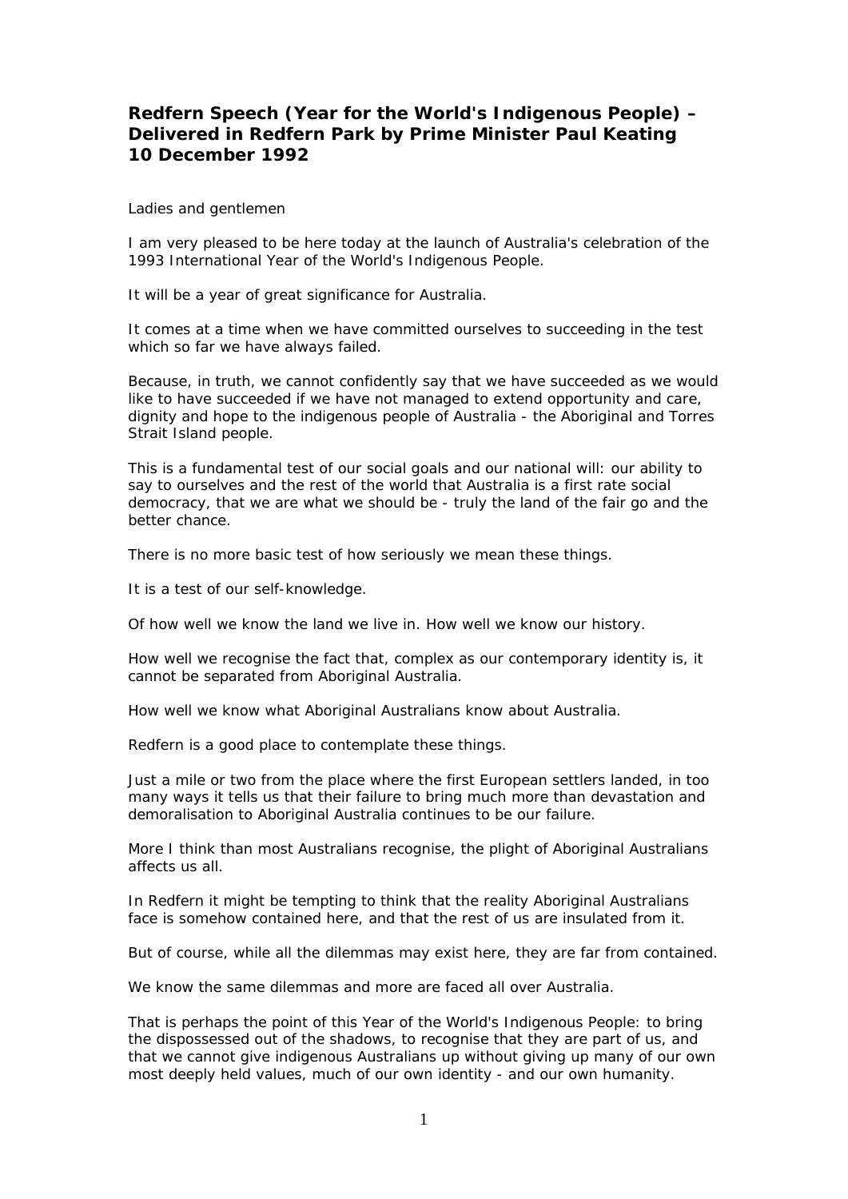# Redfern Speech (Year for the World's Indigenous People) – Delivered in Redfern Park by Prime Minister Paul Keating 10 December 1992

Ladies and gentlemen

I am very pleased to be here today at the launch of Australia's celebration of the 1993 International Year of the World's Indigenous People.

It will be a year of great significance for Australia.

It comes at a time when we have committed ourselves to succeeding in the test which so far we have always failed.

Because, in truth, we cannot confidently say that we have succeeded as we would like to have succeeded if we have not managed to extend opportunity and care, dignity and hope to the indigenous people of Australia - the Aboriginal and Torres Strait Island people.

This is a fundamental test of our social goals and our national will: our ability to say to ourselves and the rest of the world that Australia is a first rate social democracy, that we are what we should be - truly the land of the fair go and the better chance.

There is no more basic test of how seriously we mean these things.

It is a test of our self-knowledge.

Of how well we know the land we live in. How well we know our history.

How well we recognise the fact that, complex as our contemporary identity is, it cannot be separated from Aboriginal Australia.

How well we know what Aboriginal Australians know about Australia.

Redfern is a good place to contemplate these things.

Just a mile or two from the place where the first European settlers landed, in too many ways it tells us that their failure to bring much more than devastation and demoralisation to Aboriginal Australia continues to be our failure.

More I think than most Australians recognise, the plight of Aboriginal Australians affects us all.

In Redfern it might be tempting to think that the reality Aboriginal Australians face is somehow contained here, and that the rest of us are insulated from it.

But of course, while all the dilemmas may exist here, they are far from contained.

We know the same dilemmas and more are faced all over Australia.

That is perhaps the point of this Year of the World's Indigenous People: to bring the dispossessed out of the shadows, to recognise that they are part of us, and that we cannot give indigenous Australians up without giving up many of our own most deeply held values, much of our own identity - and our own humanity.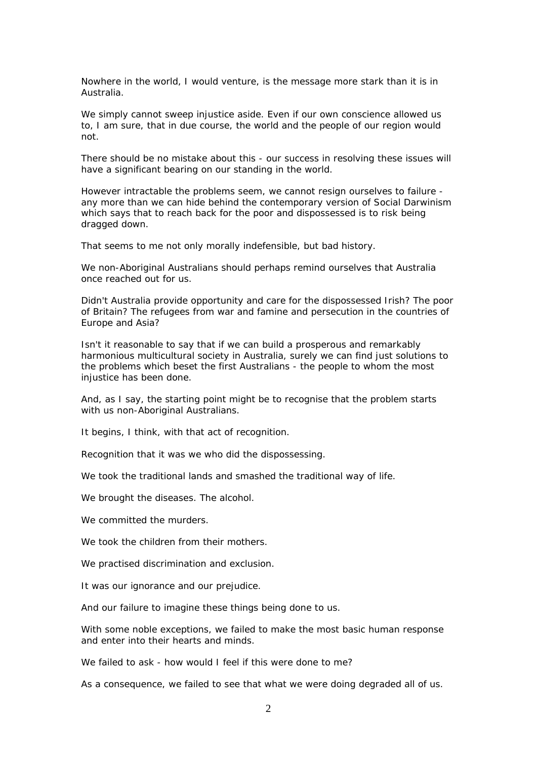Nowhere in the world, I would venture, is the message more stark than it is in Australia.

We simply cannot sweep injustice aside. Even if our own conscience allowed us to, I am sure, that in due course, the world and the people of our region would not.

There should be no mistake about this - our success in resolving these issues will have a significant bearing on our standing in the world.

However intractable the problems seem, we cannot resign ourselves to failure - any more than we can hide behind the contemporary version of Social Darwinism which says that to reach back for the poor and dispossessed is to risk being dragged down.

That seems to me not only morally indefensible, but bad history.

We non-Aboriginal Australians should perhaps remind ourselves that Australia once reached out for us.

Didn't Australia provide opportunity and care for the dispossessed Irish? The poor of Britain? The refugees from war and famine and persecution in the countries of Europe and Asia?

Isn't it reasonable to say that if we can build a prosperous and remarkably harmonious multicultural society in Australia, surely we can find just solutions to the problems which beset the first Australians - the people to whom the most injustice has been done.

And, as I say, the starting point might be to recognise that the problem starts with us non-Aboriginal Australians.

It begins, I think, with that act of recognition.

Recognition that it was we who did the dispossessing.

We took the traditional lands and smashed the traditional way of life.

We brought the diseases. The alcohol.

We committed the murders.

We took the children from their mothers.

We practised discrimination and exclusion.

It was our ignorance and our prejudice.

And our failure to imagine these things being done to us.

With some noble exceptions, we failed to make the most basic human response and enter into their hearts and minds.

We failed to ask - how would I feel if this were done to me?

As a consequence, we failed to see that what we were doing degraded all of us.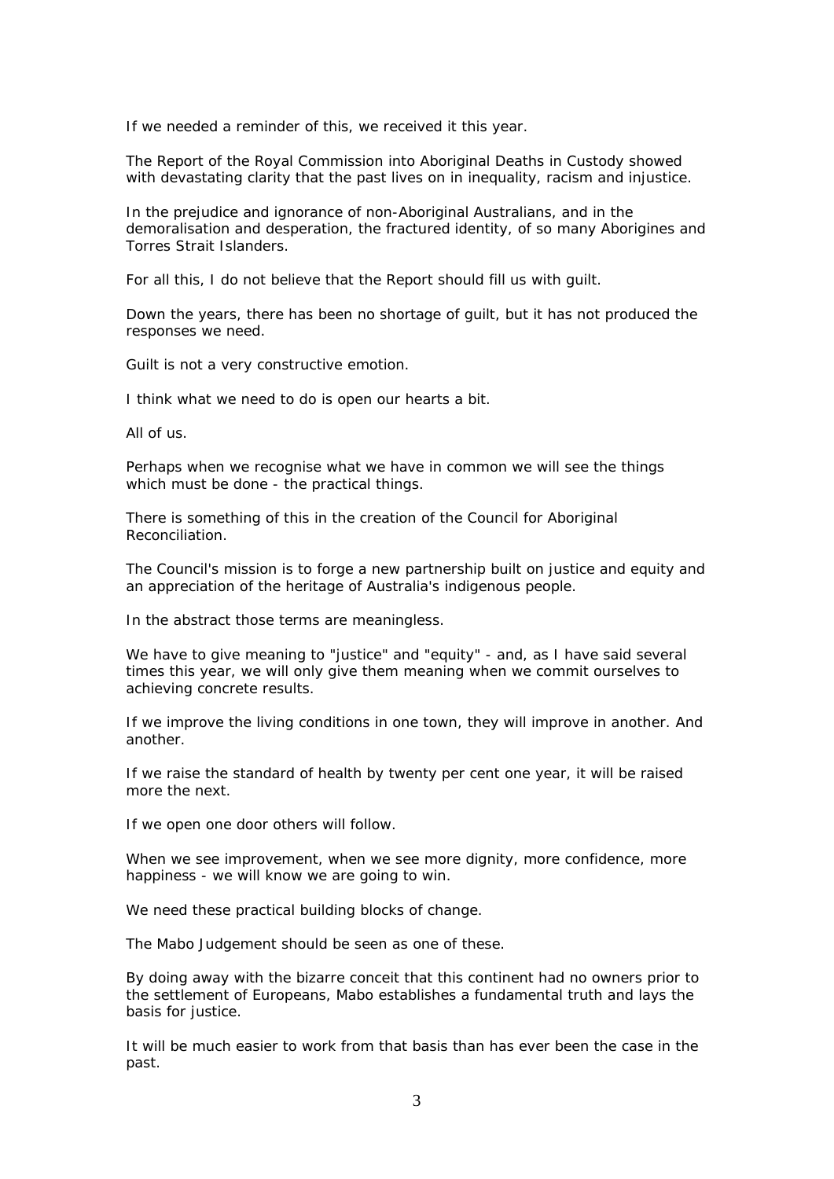If we needed a reminder of this, we received it this year.

The Report of the Royal Commission into Aboriginal Deaths in Custody showed with devastating clarity that the past lives on in inequality, racism and injustice.

In the prejudice and ignorance of non-Aboriginal Australians, and in the demoralisation and desperation, the fractured identity, of so many Aborigines and Torres Strait Islanders.

For all this, I do not believe that the Report should fill us with guilt.

Down the years, there has been no shortage of guilt, but it has not produced the responses we need.

Guilt is not a very constructive emotion.

I think what we need to do is open our hearts a bit.

All of us.

Perhaps when we recognise what we have in common we will see the things which must be done - the practical things.

There is something of this in the creation of the Council for Aboriginal Reconciliation.

The Council's mission is to forge a new partnership built on justice and equity and an appreciation of the heritage of Australia's indigenous people.

In the abstract those terms are meaningless.

We have to give meaning to "justice" and "equity" - and, as I have said several times this year, we will only give them meaning when we commit ourselves to achieving concrete results.

If we improve the living conditions in one town, they will improve in another. And another.

If we raise the standard of health by twenty per cent one year, it will be raised more the next.

If we open one door others will follow.

When we see improvement, when we see more dignity, more confidence, more happiness - we will know we are going to win.

We need these practical building blocks of change.

The Mabo Judgement should be seen as one of these.

By doing away with the bizarre conceit that this continent had no owners prior to the settlement of Europeans, Mabo establishes a fundamental truth and lays the basis for justice.

It will be much easier to work from that basis than has ever been the case in the past.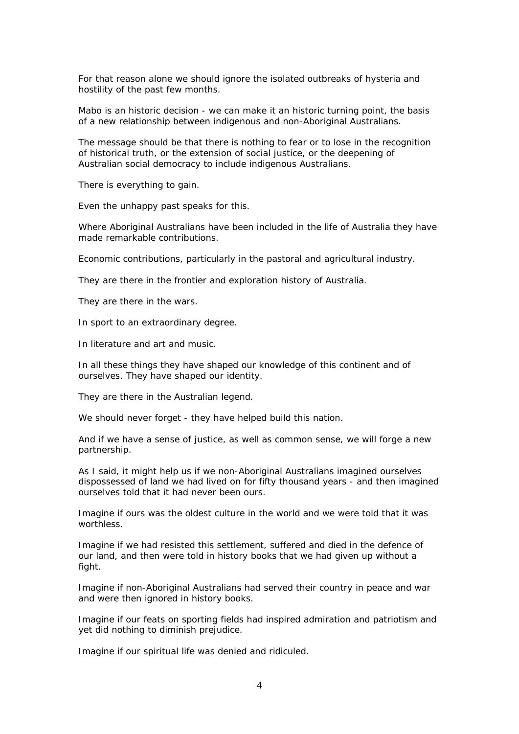For that reason alone we should ignore the isolated outbreaks of hysteria and hostility of the past few months.

Mabo is an historic decision - we can make it an historic turning point, the basis of a new relationship between indigenous and non-Aboriginal Australians.

The message should be that there is nothing to fear or to lose in the recognition of historical truth, or the extension of social justice, or the deepening of Australian social democracy to include indigenous Australians.

There is everything to gain.

Even the unhappy past speaks for this.

Where Aboriginal Australians have been included in the life of Australia they have made remarkable contributions.

Economic contributions, particularly in the pastoral and agricultural industry.

They are there in the frontier and exploration history of Australia.

They are there in the wars.

In sport to an extraordinary degree.

In literature and art and music.

In all these things they have shaped our knowledge of this continent and of ourselves. They have shaped our identity.

They are there in the Australian legend.

We should never forget - they have helped build this nation.

And if we have a sense of justice, as well as common sense, we will forge a new partnership.

As I said, it might help us if we non-Aboriginal Australians imagined ourselves dispossessed of land we had lived on for fifty thousand years - and then imagined ourselves told that it had never been ours.

Imagine if ours was the oldest culture in the world and we were told that it was worthless.

Imagine if we had resisted this settlement, suffered and died in the defence of our land, and then were told in history books that we had given up without a fight.

Imagine if non-Aboriginal Australians had served their country in peace and war and were then ignored in history books.

Imagine if our feats on sporting fields had inspired admiration and patriotism and yet did nothing to diminish prejudice.

Imagine if our spiritual life was denied and ridiculed.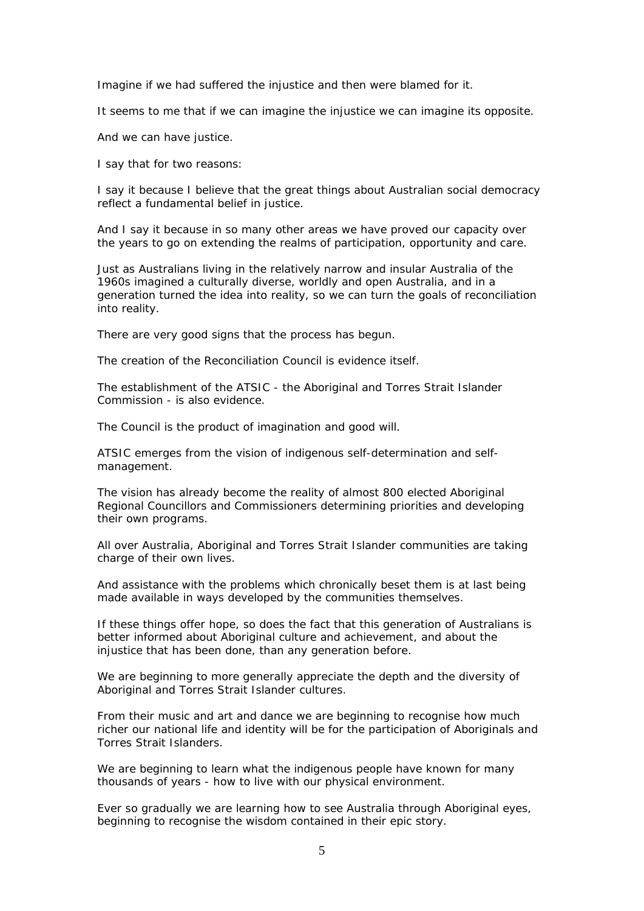Imagine if we had suffered the injustice and then were blamed for it.

It seems to me that if we can imagine the injustice we can imagine its opposite.

And we can have justice.

I say that for two reasons:

I say it because I believe that the great things about Australian social democracy reflect a fundamental belief in justice.

And I say it because in so many other areas we have proved our capacity over the years to go on extending the realms of participation, opportunity and care.

Just as Australians living in the relatively narrow and insular Australia of the 1960s imagined a culturally diverse, worldly and open Australia, and in a generation turned the idea into reality, so we can turn the goals of reconciliation into reality.

There are very good signs that the process has begun.

The creation of the Reconciliation Council is evidence itself.

The establishment of the ATSIC - the Aboriginal and Torres Strait Islander Commission - is also evidence.

The Council is the product of imagination and good will.

ATSIC emerges from the vision of indigenous self-determination and self-management.

The vision has already become the reality of almost 800 elected Aboriginal Regional Councillors and Commissioners determining priorities and developing their own programs.

All over Australia, Aboriginal and Torres Strait Islander communities are taking charge of their own lives.

And assistance with the problems which chronically beset them is at last being made available in ways developed by the communities themselves.

If these things offer hope, so does the fact that this generation of Australians is better informed about Aboriginal culture and achievement, and about the injustice that has been done, than any generation before.

We are beginning to more generally appreciate the depth and the diversity of Aboriginal and Torres Strait Islander cultures.

From their music and art and dance we are beginning to recognise how much richer our national life and identity will be for the participation of Aboriginals and Torres Strait Islanders.

We are beginning to learn what the indigenous people have known for many thousands of years - how to live with our physical environment.

Ever so gradually we are learning how to see Australia through Aboriginal eyes, beginning to recognise the wisdom contained in their epic story.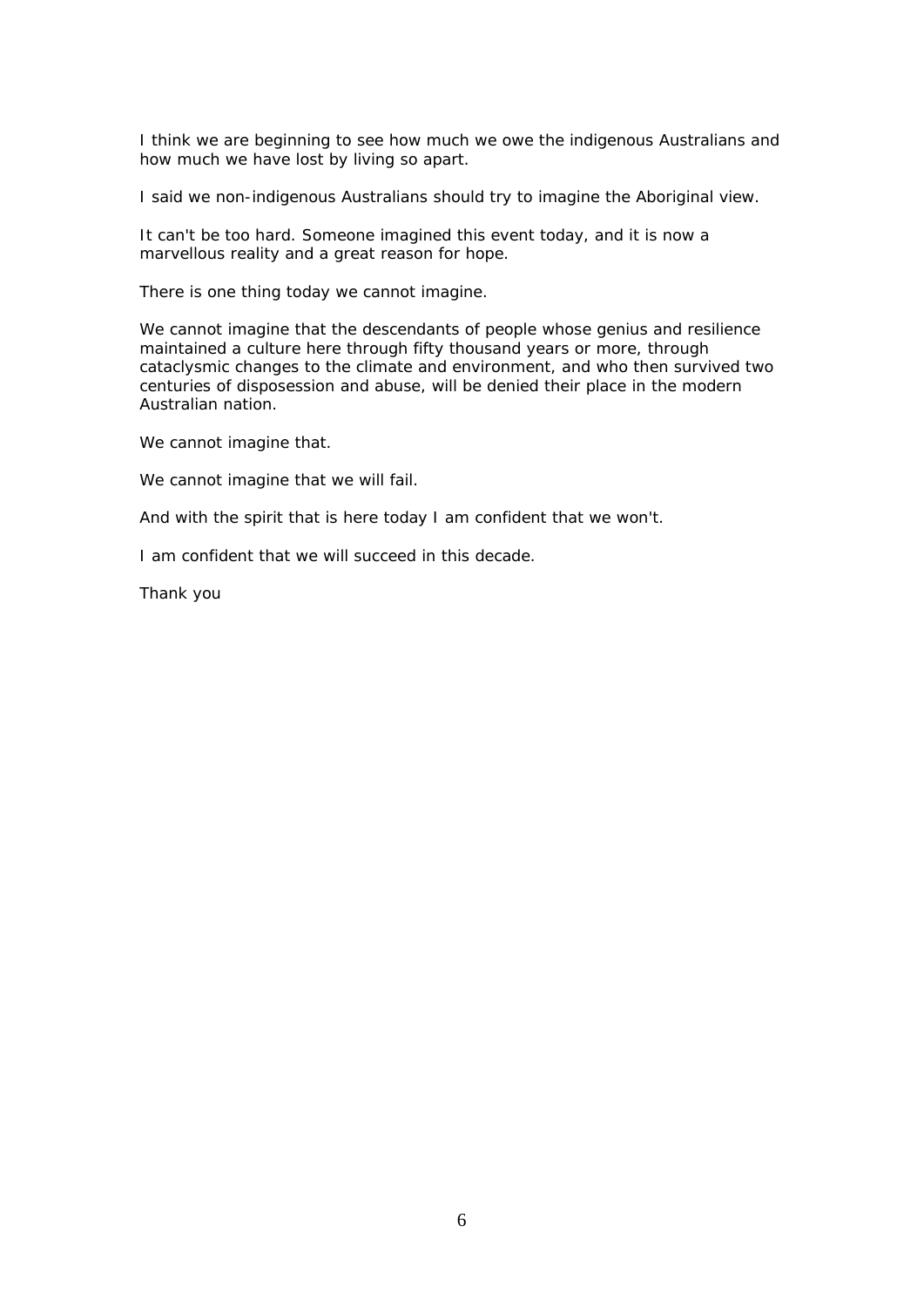I think we are beginning to see how much we owe the indigenous Australians and how much we have lost by living so apart.

I said we non-indigenous Australians should try to imagine the Aboriginal view.

It can't be too hard. Someone imagined this event today, and it is now a marvellous reality and a great reason for hope.

There is one thing today we cannot imagine.

We cannot imagine that the descendants of people whose genius and resilience maintained a culture here through fifty thousand years or more, through cataclysmic changes to the climate and environment, and who then survived two centuries of disposession and abuse, will be denied their place in the modern Australian nation.

We cannot imagine that.

We cannot imagine that we will fail.

And with the spirit that is here today I am confident that we won't.

I am confident that we will succeed in this decade.

Thank you